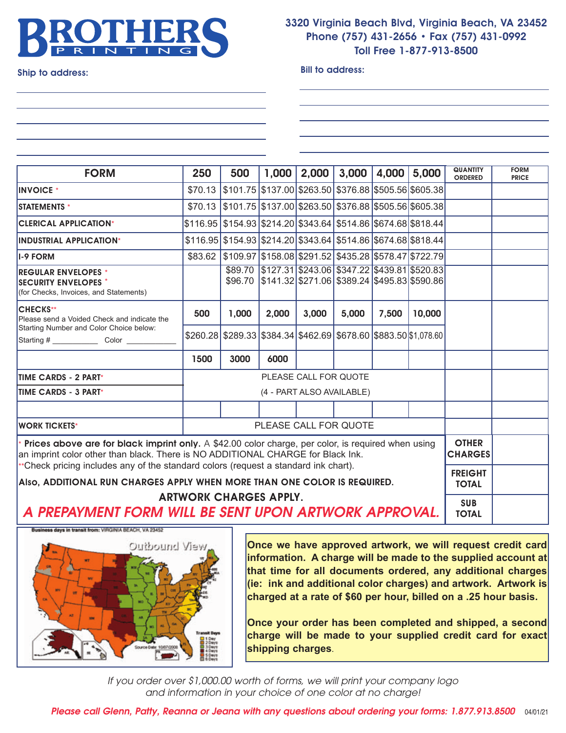# BROTHERS PRINTING

3320 Virginia Beach Blvd, Virginia Beach, VA 23452
Phone (757) 431-2656 • Fax (757) 431-0992
Toll Free 1-877-913-8500

**Ship to address:**

______________________________
______________________________
______________________________
______________________________

**Bill to address:**

______________________________
______________________________
______________________________
______________________________
______________________________

| FORM | 250 | 500 | 1,000 | 2,000 | 3,000 | 4,000 | 5,000 | QUANTITY ORDERED | FORM PRICE |
|---|---|---|---|---|---|---|---|---|---|
| **INVOICE** * | $70.13 | $101.75 | $137.00 | $263.50 | $376.88 | $505.56 | $605.38 | | |
| **STATEMENTS** * | $70.13 | $101.75 | $137.00 | $263.50 | $376.88 | $505.56 | $605.38 | | |
| **CLERICAL APPLICATION*** | $116.95 | $154.93 | $214.20 | $343.64 | $514.86 | $674.68 | $818.44 | | |
| **INDUSTRIAL APPLICATION*** | $116.95 | $154.93 | $214.20 | $343.64 | $514.86 | $674.68 | $818.44 | | |
| **I-9 FORM** | $83.62 | $109.97 | $158.08 | $291.52 | $435.28 | $578.47 | $722.79 | | |
| **REGULAR ENVELOPES** * | | $89.70 | $127.31 | $243.06 | $347.22 | $439.81 | $520.83 | | |
| **SECURITY ENVELOPES** * (for Checks, Invoices, and Statements) | | $96.70 | $141.32 | $271.06 | $389.24 | $495.83 | $590.86 | | |
| **CHECKS**** Please send a Voided Check and indicate the Starting Number and Color Choice below: Starting # __________ Color __________ | 500 | 1,000 | 2,000 | 3,000 | 5,000 | 7,500 | 10,000 | | |
| | $260.28 | $289.33 | $384.34 | $462.69 | $678.60 | $883.50 | $1,078.60 | | |
| | 1500 | 3000 | 6000 | | | | | | |
| **TIME CARDS - 2 PART*** | PLEASE CALL FOR QUOTE | | | | | | | | |
| **TIME CARDS - 3 PART*** | (4 - PART ALSO AVAILABLE) | | | | | | | | |
| | | | | | | | | | |
| **WORK TICKETS*** | PLEASE CALL FOR QUOTE | | | | | | | | |

* **Prices above are for black imprint only.** A $42.00 color charge, per color, is required when using an imprint color other than black. There is NO ADDITIONAL CHARGE for Black Ink.
**Check pricing includes any of the standard colors (request a standard ink chart).

**Also, ADDITIONAL RUN CHARGES APPLY WHEN MORE THAN ONE COLOR IS REQUIRED.**

**ARTWORK CHARGES APPLY.**

***A PREPAYMENT FORM WILL BE SENT UPON ARTWORK APPROVAL.***

| | |
|---|---|
| **OTHER CHARGES** | |
| **FREIGHT TOTAL** | |
| **SUB TOTAL** | |

**Once we have approved artwork, we will request credit card information. A charge will be made to the supplied account at that time for all documents ordered, any additional charges (ie: ink and additional color charges) and artwork. Artwork is charged at a rate of $60 per hour, billed on a .25 hour basis.**

**Once your order has been completed and shipped, a second charge will be made to your supplied credit card for exact shipping charges.**

*If you order over $1,000.00 worth of forms, we will print your company logo and information in your choice of one color at no charge!*

***Please call Glenn, Patty, Reanna or Jeana with any questions about ordering your forms: 1.877.913.8500*** 04/01/21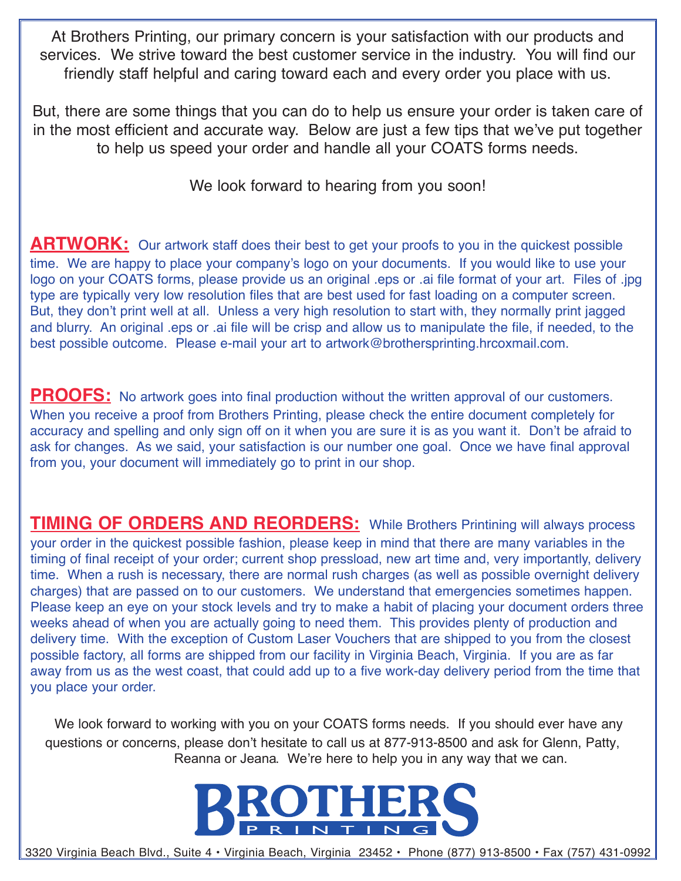At Brothers Printing, our primary concern is your satisfaction with our products and services. We strive toward the best customer service in the industry. You will find our friendly staff helpful and caring toward each and every order you place with us.

But, there are some things that you can do to help us ensure your order is taken care of in the most efficient and accurate way. Below are just a few tips that we've put together to help us speed your order and handle all your COATS forms needs.

We look forward to hearing from you soon!

**ARTWORK:** Our artwork staff does their best to get your proofs to you in the quickest possible time. We are happy to place your company's logo on your documents. If you would like to use your logo on your COATS forms, please provide us an original .eps or .ai file format of your art. Files of .jpg type are typically very low resolution files that are best used for fast loading on a computer screen. But, they don't print well at all. Unless a very high resolution to start with, they normally print jagged and blurry. An original .eps or .ai file will be crisp and allow us to manipulate the file, if needed, to the best possible outcome. Please e-mail your art to artwork@brothersprinting.hrcoxmail.com.

**PROOFS:** No artwork goes into final production without the written approval of our customers. When you receive a proof from Brothers Printing, please check the entire document completely for accuracy and spelling and only sign off on it when you are sure it is as you want it. Don't be afraid to ask for changes. As we said, your satisfaction is our number one goal. Once we have final approval from you, your document will immediately go to print in our shop.

**TIMING OF ORDERS AND REORDERS:** While Brothers Printining will always process your order in the quickest possible fashion, please keep in mind that there are many variables in the timing of final receipt of your order; current shop pressload, new art time and, very importantly, delivery time. When a rush is necessary, there are normal rush charges (as well as possible overnight delivery charges) that are passed on to our customers. We understand that emergencies sometimes happen. Please keep an eye on your stock levels and try to make a habit of placing your document orders three weeks ahead of when you are actually going to need them. This provides plenty of production and delivery time. With the exception of Custom Laser Vouchers that are shipped to you from the closest possible factory, all forms are shipped from our facility in Virginia Beach, Virginia. If you are as far away from us as the west coast, that could add up to a five work-day delivery period from the time that you place your order.

We look forward to working with you on your COATS forms needs. If you should ever have any questions or concerns, please don't hesitate to call us at 877-913-8500 and ask for Glenn, Patty, Reanna or Jeana. We're here to help you in any way that we can.

BROTHERS PRINTING

3320 Virginia Beach Blvd., Suite 4 • Virginia Beach, Virginia 23452 • Phone (877) 913-8500 • Fax (757) 431-0992